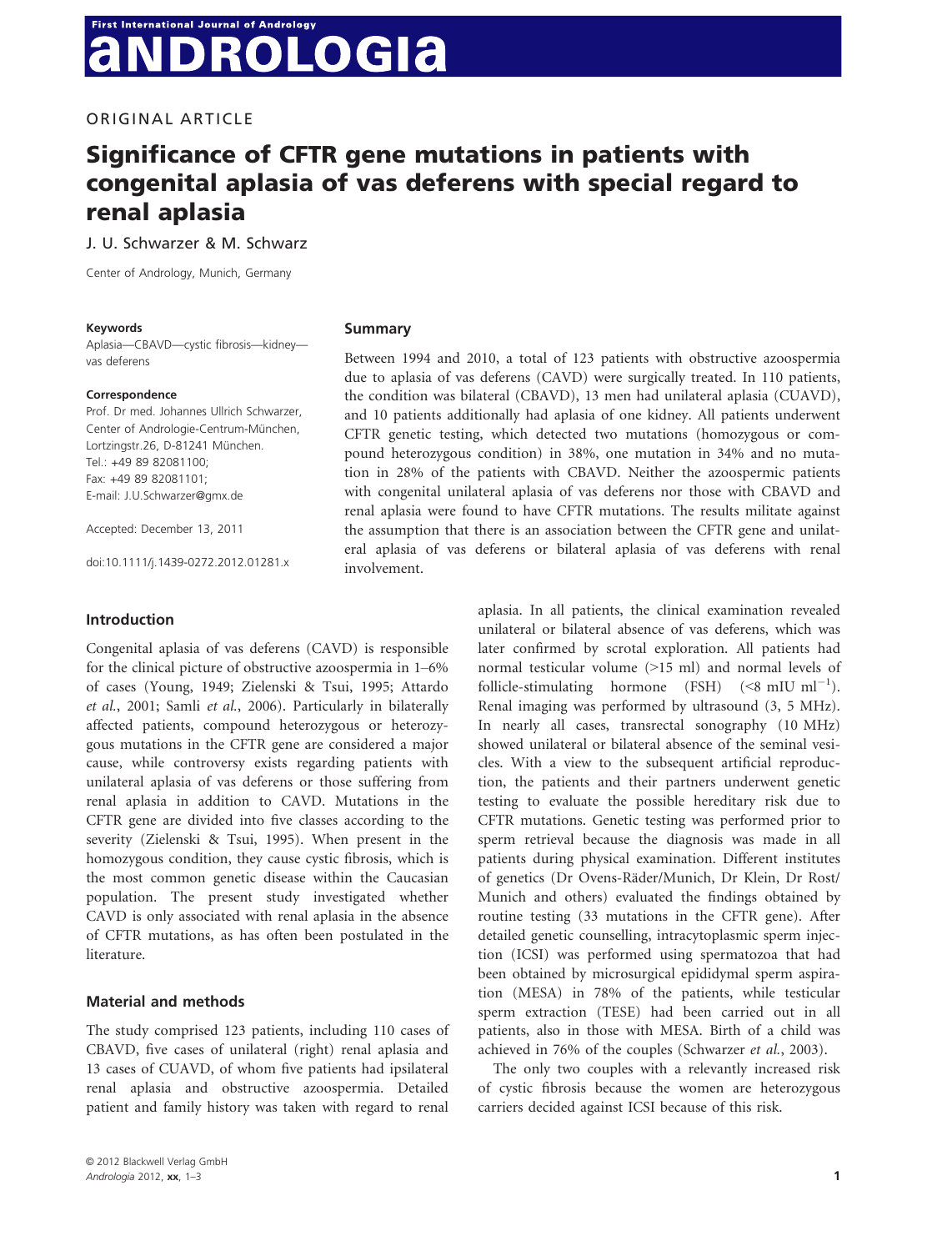ORIGINAL ARTICLE

# Significance of CFTR gene mutations in patients with congenital aplasia of vas deferens with special regard to renal aplasia

J. U. Schwarzer & M. Schwarz

Center of Andrology, Munich, Germany

**Keywords**

Aplasia—CBAVD—cystic fibrosis—kidney—vas deferens

**Correspondence**

Prof. Dr med. Johannes Ullrich Schwarzer, Center of Andrologie-Centrum-München, Lortzingstr.26, D-81241 München.
Tel.: +49 89 82081100;
Fax: +49 89 82081101;
E-mail: J.U.Schwarzer@gmx.de

Accepted: December 13, 2011

doi:10.1111/j.1439-0272.2012.01281.x

## Summary

Between 1994 and 2010, a total of 123 patients with obstructive azoospermia due to aplasia of vas deferens (CAVD) were surgically treated. In 110 patients, the condition was bilateral (CBAVD), 13 men had unilateral aplasia (CUAVD), and 10 patients additionally had aplasia of one kidney. All patients underwent CFTR genetic testing, which detected two mutations (homozygous or compound heterozygous condition) in 38%, one mutation in 34% and no mutation in 28% of the patients with CBAVD. Neither the azoospermic patients with congenital unilateral aplasia of vas deferens nor those with CBAVD and renal aplasia were found to have CFTR mutations. The results militate against the assumption that there is an association between the CFTR gene and unilateral aplasia of vas deferens or bilateral aplasia of vas deferens with renal involvement.

## Introduction

Congenital aplasia of vas deferens (CAVD) is responsible for the clinical picture of obstructive azoospermia in 1–6% of cases (Young, 1949; Zielenski & Tsui, 1995; Attardo *et al.*, 2001; Samli *et al.*, 2006). Particularly in bilaterally affected patients, compound heterozygous or heterozygous mutations in the CFTR gene are considered a major cause, while controversy exists regarding patients with unilateral aplasia of vas deferens or those suffering from renal aplasia in addition to CAVD. Mutations in the CFTR gene are divided into five classes according to the severity (Zielenski & Tsui, 1995). When present in the homozygous condition, they cause cystic fibrosis, which is the most common genetic disease within the Caucasian population. The present study investigated whether CAVD is only associated with renal aplasia in the absence of CFTR mutations, as has often been postulated in the literature.

## Material and methods

The study comprised 123 patients, including 110 cases of CBAVD, five cases of unilateral (right) renal aplasia and 13 cases of CUAVD, of whom five patients had ipsilateral renal aplasia and obstructive azoospermia. Detailed patient and family history was taken with regard to renal aplasia. In all patients, the clinical examination revealed unilateral or bilateral absence of vas deferens, which was later confirmed by scrotal exploration. All patients had normal testicular volume (>15 ml) and normal levels of follicle-stimulating hormone (FSH) (<8 mIU ml$^{-1}$). Renal imaging was performed by ultrasound (3, 5 MHz). In nearly all cases, transrectal sonography (10 MHz) showed unilateral or bilateral absence of the seminal vesicles. With a view to the subsequent artificial reproduction, the patients and their partners underwent genetic testing to evaluate the possible hereditary risk due to CFTR mutations. Genetic testing was performed prior to sperm retrieval because the diagnosis was made in all patients during physical examination. Different institutes of genetics (Dr Ovens-Räder/Munich, Dr Klein, Dr Rost/Munich and others) evaluated the findings obtained by routine testing (33 mutations in the CFTR gene). After detailed genetic counselling, intracytoplasmic sperm injection (ICSI) was performed using spermatozoa that had been obtained by microsurgical epididymal sperm aspiration (MESA) in 78% of the patients, while testicular sperm extraction (TESE) had been carried out in all patients, also in those with MESA. Birth of a child was achieved in 76% of the couples (Schwarzer *et al.*, 2003).

The only two couples with a relevantly increased risk of cystic fibrosis because the women are heterozygous carriers decided against ICSI because of this risk.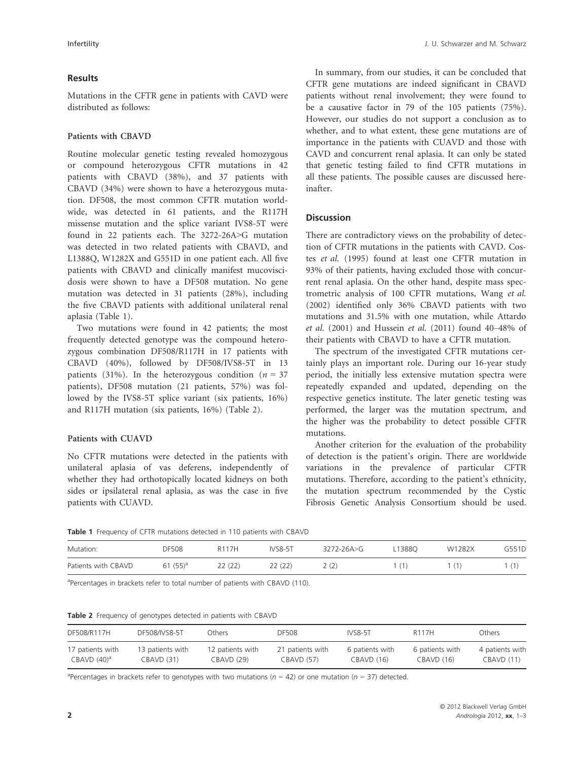## Results

Mutations in the CFTR gene in patients with CAVD were distributed as follows:

### Patients with CBAVD

Routine molecular genetic testing revealed homozygous or compound heterozygous CFTR mutations in 42 patients with CBAVD (38%), and 37 patients with CBAVD (34%) were shown to have a heterozygous mutation. DF508, the most common CFTR mutation worldwide, was detected in 61 patients, and the R117H missense mutation and the splice variant IVS8-5T were found in 22 patients each. The 3272-26A>G mutation was detected in two related patients with CBAVD, and L1388Q, W1282X and G551D in one patient each. All five patients with CBAVD and clinically manifest mucoviscidosis were shown to have a DF508 mutation. No gene mutation was detected in 31 patients (28%), including the five CBAVD patients with additional unilateral renal aplasia (Table 1).

Two mutations were found in 42 patients; the most frequently detected genotype was the compound heterozygous combination DF508/R117H in 17 patients with CBAVD (40%), followed by DF508/IVS8-5T in 13 patients (31%). In the heterozygous condition ($n = 37$ patients), DF508 mutation (21 patients, 57%) was followed by the IVS8-5T splice variant (six patients, 16%) and R117H mutation (six patients, 16%) (Table 2).

### Patients with CUAVD

No CFTR mutations were detected in the patients with unilateral aplasia of vas deferens, independently of whether they had orthotopically located kidneys on both sides or ipsilateral renal aplasia, as was the case in five patients with CUAVD.

In summary, from our studies, it can be concluded that CFTR gene mutations are indeed significant in CBAVD patients without renal involvement; they were found to be a causative factor in 79 of the 105 patients (75%). However, our studies do not support a conclusion as to whether, and to what extent, these gene mutations are of importance in the patients with CUAVD and those with CAVD and concurrent renal aplasia. It can only be stated that genetic testing failed to find CFTR mutations in all these patients. The possible causes are discussed hereinafter.

## Discussion

There are contradictory views on the probability of detection of CFTR mutations in the patients with CAVD. Costes *et al.* (1995) found at least one CFTR mutation in 93% of their patients, having excluded those with concurrent renal aplasia. On the other hand, despite mass spectrometric analysis of 100 CFTR mutations, Wang *et al.* (2002) identified only 36% CBAVD patients with two mutations and 31.5% with one mutation, while Attardo *et al.* (2001) and Hussein *et al.* (2011) found 40–48% of their patients with CBAVD to have a CFTR mutation.

The spectrum of the investigated CFTR mutations certainly plays an important role. During our 16-year study period, the initially less extensive mutation spectra were repeatedly expanded and updated, depending on the respective genetics institute. The later genetic testing was performed, the larger was the mutation spectrum, and the higher was the probability to detect possible CFTR mutations.

Another criterion for the evaluation of the probability of detection is the patient's origin. There are worldwide variations in the prevalence of particular CFTR mutations. Therefore, according to the patient's ethnicity, the mutation spectrum recommended by the Cystic Fibrosis Genetic Analysis Consortium should be used.

**Table 1** Frequency of CFTR mutations detected in 110 patients with CBAVD

| Mutation: | DF508 | R117H | IVS8-5T | 3272-26A>G | L1388Q | W1282X | G551D |
|---|---|---|---|---|---|---|---|
| Patients with CBAVD | 61 (55)[a] | 22 (22) | 22 (22) | 2 (2) | 1 (1) | 1 (1) | 1 (1) |

[a]Percentages in brackets refer to total number of patients with CBAVD (110).

**Table 2** Frequency of genotypes detected in patients with CBAVD

| DF508/R117H | DF508/IVS8-5T | Others | DF508 | IVS8-5T | R117H | Others |
|---|---|---|---|---|---|---|
| 17 patients with CBAVD (40)[a] | 13 patients with CBAVD (31) | 12 patients with CBAVD (29) | 21 patients with CBAVD (57) | 6 patients with CBAVD (16) | 6 patients with CBAVD (16) | 4 patients with CBAVD (11) |

[a]Percentages in brackets refer to genotypes with two mutations ($n = 42$) or one mutation ($n = 37$) detected.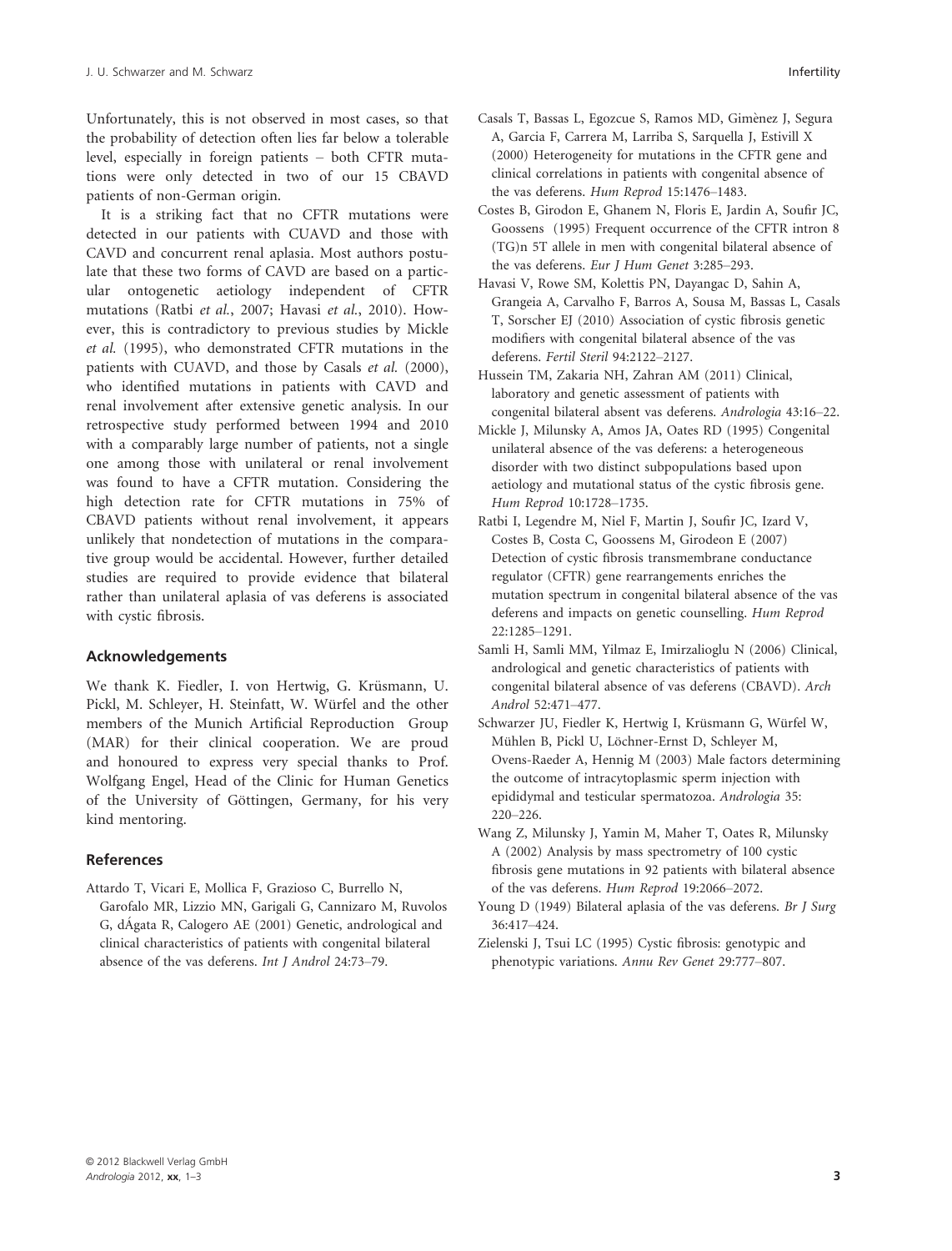Unfortunately, this is not observed in most cases, so that the probability of detection often lies far below a tolerable level, especially in foreign patients – both CFTR mutations were only detected in two of our 15 CBAVD patients of non-German origin.

It is a striking fact that no CFTR mutations were detected in our patients with CUAVD and those with CAVD and concurrent renal aplasia. Most authors postulate that these two forms of CAVD are based on a particular ontogenetic aetiology independent of CFTR mutations (Ratbi *et al.*, 2007; Havasi *et al.*, 2010). However, this is contradictory to previous studies by Mickle *et al.* (1995), who demonstrated CFTR mutations in the patients with CUAVD, and those by Casals *et al.* (2000), who identified mutations in patients with CAVD and renal involvement after extensive genetic analysis. In our retrospective study performed between 1994 and 2010 with a comparably large number of patients, not a single one among those with unilateral or renal involvement was found to have a CFTR mutation. Considering the high detection rate for CFTR mutations in 75% of CBAVD patients without renal involvement, it appears unlikely that nondetection of mutations in the comparative group would be accidental. However, further detailed studies are required to provide evidence that bilateral rather than unilateral aplasia of vas deferens is associated with cystic fibrosis.

## Acknowledgements

We thank K. Fiedler, I. von Hertwig, G. Krüsmann, U. Pickl, M. Schleyer, H. Steinfatt, W. Würfel and the other members of the Munich Artificial Reproduction Group (MAR) for their clinical cooperation. We are proud and honoured to express very special thanks to Prof. Wolfgang Engel, Head of the Clinic for Human Genetics of the University of Göttingen, Germany, for his very kind mentoring.

## References

Attardo T, Vicari E, Mollica F, Grazioso C, Burrello N, Garofalo MR, Lizzio MN, Garigali G, Cannizaro M, Ruvolos G, dÁgata R, Calogero AE (2001) Genetic, andrological and clinical characteristics of patients with congenital bilateral absence of the vas deferens. *Int J Androl* 24:73–79.

Casals T, Bassas L, Egozcue S, Ramos MD, Gimènez J, Segura A, Garcia F, Carrera M, Larriba S, Sarquella J, Estivill X (2000) Heterogeneity for mutations in the CFTR gene and clinical correlations in patients with congenital absence of the vas deferens. *Hum Reprod* 15:1476–1483.

Costes B, Girodon E, Ghanem N, Floris E, Jardin A, Soufir JC, Goossens (1995) Frequent occurrence of the CFTR intron 8 (TG)n 5T allele in men with congenital bilateral absence of the vas deferens. *Eur J Hum Genet* 3:285–293.

Havasi V, Rowe SM, Kolettis PN, Dayangac D, Sahin A, Grangeia A, Carvalho F, Barros A, Sousa M, Bassas L, Casals T, Sorscher EJ (2010) Association of cystic fibrosis genetic modifiers with congenital bilateral absence of the vas deferens. *Fertil Steril* 94:2122–2127.

Hussein TM, Zakaria NH, Zahran AM (2011) Clinical, laboratory and genetic assessment of patients with congenital bilateral absent vas deferens. *Andrologia* 43:16–22.

Mickle J, Milunsky A, Amos JA, Oates RD (1995) Congenital unilateral absence of the vas deferens: a heterogeneous disorder with two distinct subpopulations based upon aetiology and mutational status of the cystic fibrosis gene. *Hum Reprod* 10:1728–1735.

Ratbi I, Legendre M, Niel F, Martin J, Soufir JC, Izard V, Costes B, Costa C, Goossens M, Girodeon E (2007) Detection of cystic fibrosis transmembrane conductance regulator (CFTR) gene rearrangements enriches the mutation spectrum in congenital bilateral absence of the vas deferens and impacts on genetic counselling. *Hum Reprod* 22:1285–1291.

Samli H, Samli MM, Yilmaz E, Imirzalioglu N (2006) Clinical, andrological and genetic characteristics of patients with congenital bilateral absence of vas deferens (CBAVD). *Arch Androl* 52:471–477.

Schwarzer JU, Fiedler K, Hertwig I, Krüsmann G, Würfel W, Mühlen B, Pickl U, Löchner-Ernst D, Schleyer M, Ovens-Raeder A, Hennig M (2003) Male factors determining the outcome of intracytoplasmic sperm injection with epididymal and testicular spermatozoa. *Andrologia* 35: 220–226.

Wang Z, Milunsky J, Yamin M, Maher T, Oates R, Milunsky A (2002) Analysis by mass spectrometry of 100 cystic fibrosis gene mutations in 92 patients with bilateral absence of the vas deferens. *Hum Reprod* 19:2066–2072.

Young D (1949) Bilateral aplasia of the vas deferens. *Br J Surg* 36:417–424.

Zielenski J, Tsui LC (1995) Cystic fibrosis: genotypic and phenotypic variations. *Annu Rev Genet* 29:777–807.